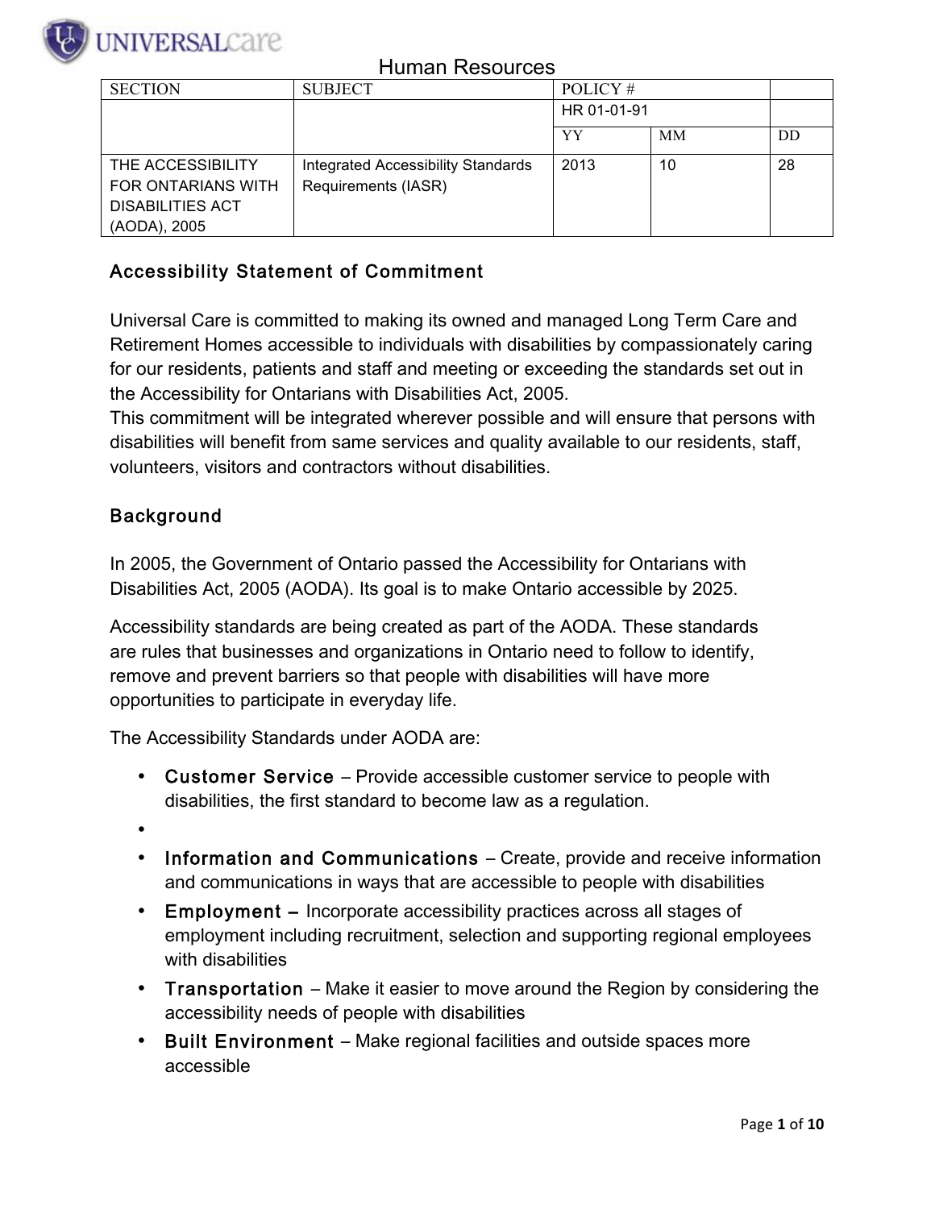UNIVERSALcare

Human Resources

| SECTION | SUBJECT | POLICY # | | |
|---|---|---|---|---|
| | | HR 01-01-91 | | |
| | | YY | MM | DD |
| THE ACCESSIBILITY FOR ONTARIANS WITH DISABILITIES ACT (AODA), 2005 | Integrated Accessibility Standards Requirements (IASR) | 2013 | 10 | 28 |

## Accessibility Statement of Commitment

Universal Care is committed to making its owned and managed Long Term Care and Retirement Homes accessible to individuals with disabilities by compassionately caring for our residents, patients and staff and meeting or exceeding the standards set out in the Accessibility for Ontarians with Disabilities Act, 2005.
This commitment will be integrated wherever possible and will ensure that persons with disabilities will benefit from same services and quality available to our residents, staff, volunteers, visitors and contractors without disabilities.

## Background

In 2005, the Government of Ontario passed the Accessibility for Ontarians with Disabilities Act, 2005 (AODA). Its goal is to make Ontario accessible by 2025.

Accessibility standards are being created as part of the AODA. These standards are rules that businesses and organizations in Ontario need to follow to identify, remove and prevent barriers so that people with disabilities will have more opportunities to participate in everyday life.

The Accessibility Standards under AODA are:

- **Customer Service** – Provide accessible customer service to people with disabilities, the first standard to become law as a regulation.
- 
- **Information and Communications** – Create, provide and receive information and communications in ways that are accessible to people with disabilities
- **Employment –** Incorporate accessibility practices across all stages of employment including recruitment, selection and supporting regional employees with disabilities
- **Transportation** – Make it easier to move around the Region by considering the accessibility needs of people with disabilities
- **Built Environment** – Make regional facilities and outside spaces more accessible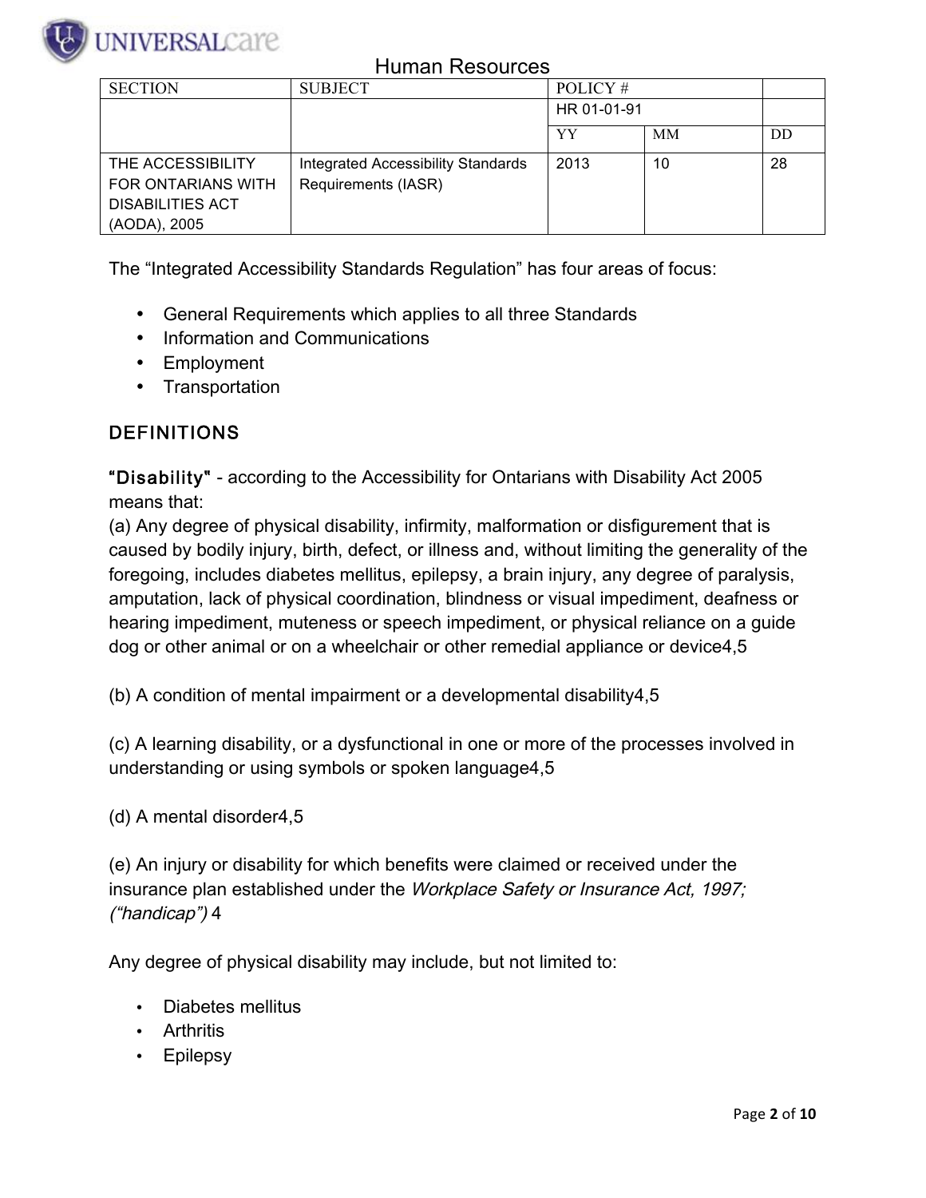| SECTION | SUBJECT | POLICY # | | |
|---|---|---|---|---|
| | | HR 01-01-91 | | |
| | | YY | MM | DD |
| THE ACCESSIBILITY FOR ONTARIANS WITH DISABILITIES ACT (AODA), 2005 | Integrated Accessibility Standards Requirements (IASR) | 2013 | 10 | 28 |

The "Integrated Accessibility Standards Regulation" has four areas of focus:

- General Requirements which applies to all three Standards
- Information and Communications
- Employment
- Transportation

## DEFINITIONS

**"Disability"** - according to the Accessibility for Ontarians with Disability Act 2005 means that:

(a) Any degree of physical disability, infirmity, malformation or disfigurement that is caused by bodily injury, birth, defect, or illness and, without limiting the generality of the foregoing, includes diabetes mellitus, epilepsy, a brain injury, any degree of paralysis, amputation, lack of physical coordination, blindness or visual impediment, deafness or hearing impediment, muteness or speech impediment, or physical reliance on a guide dog or other animal or on a wheelchair or other remedial appliance or device4,5

(b) A condition of mental impairment or a developmental disability4,5

(c) A learning disability, or a dysfunctional in one or more of the processes involved in understanding or using symbols or spoken language4,5

(d) A mental disorder4,5

(e) An injury or disability for which benefits were claimed or received under the insurance plan established under the *Workplace Safety or Insurance Act, 1997; ("handicap")* 4

Any degree of physical disability may include, but not limited to:

- Diabetes mellitus
- Arthritis
- Epilepsy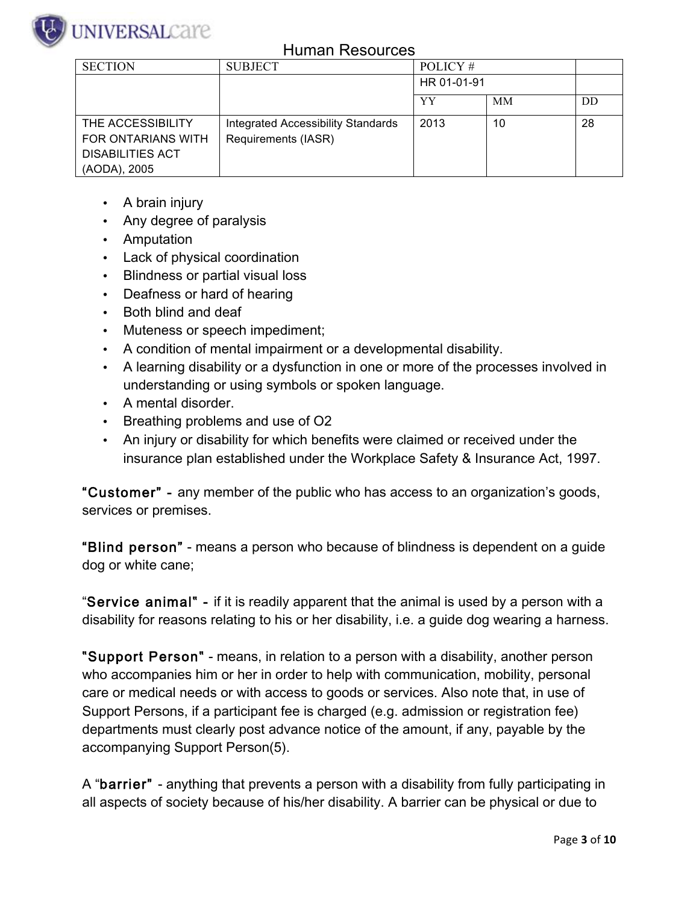| SECTION | SUBJECT | POLICY # | | |
|---|---|---|---|---|
| | | HR 01-01-91 | | |
| | | YY | MM | DD |
| THE ACCESSIBILITY FOR ONTARIANS WITH DISABILITIES ACT (AODA), 2005 | Integrated Accessibility Standards Requirements (IASR) | 2013 | 10 | 28 |

- A brain injury
- Any degree of paralysis
- Amputation
- Lack of physical coordination
- Blindness or partial visual loss
- Deafness or hard of hearing
- Both blind and deaf
- Muteness or speech impediment;
- A condition of mental impairment or a developmental disability.
- A learning disability or a dysfunction in one or more of the processes involved in understanding or using symbols or spoken language.
- A mental disorder.
- Breathing problems and use of O2
- An injury or disability for which benefits were claimed or received under the insurance plan established under the Workplace Safety & Insurance Act, 1997.

**"Customer"** - any member of the public who has access to an organization's goods, services or premises.

**"Blind person"** - means a person who because of blindness is dependent on a guide dog or white cane;

"**Service animal"** - if it is readily apparent that the animal is used by a person with a disability for reasons relating to his or her disability, i.e. a guide dog wearing a harness.

**"Support Person"** - means, in relation to a person with a disability, another person who accompanies him or her in order to help with communication, mobility, personal care or medical needs or with access to goods or services. Also note that, in use of Support Persons, if a participant fee is charged (e.g. admission or registration fee) departments must clearly post advance notice of the amount, if any, payable by the accompanying Support Person(5).

A "**barrier"** - anything that prevents a person with a disability from fully participating in all aspects of society because of his/her disability. A barrier can be physical or due to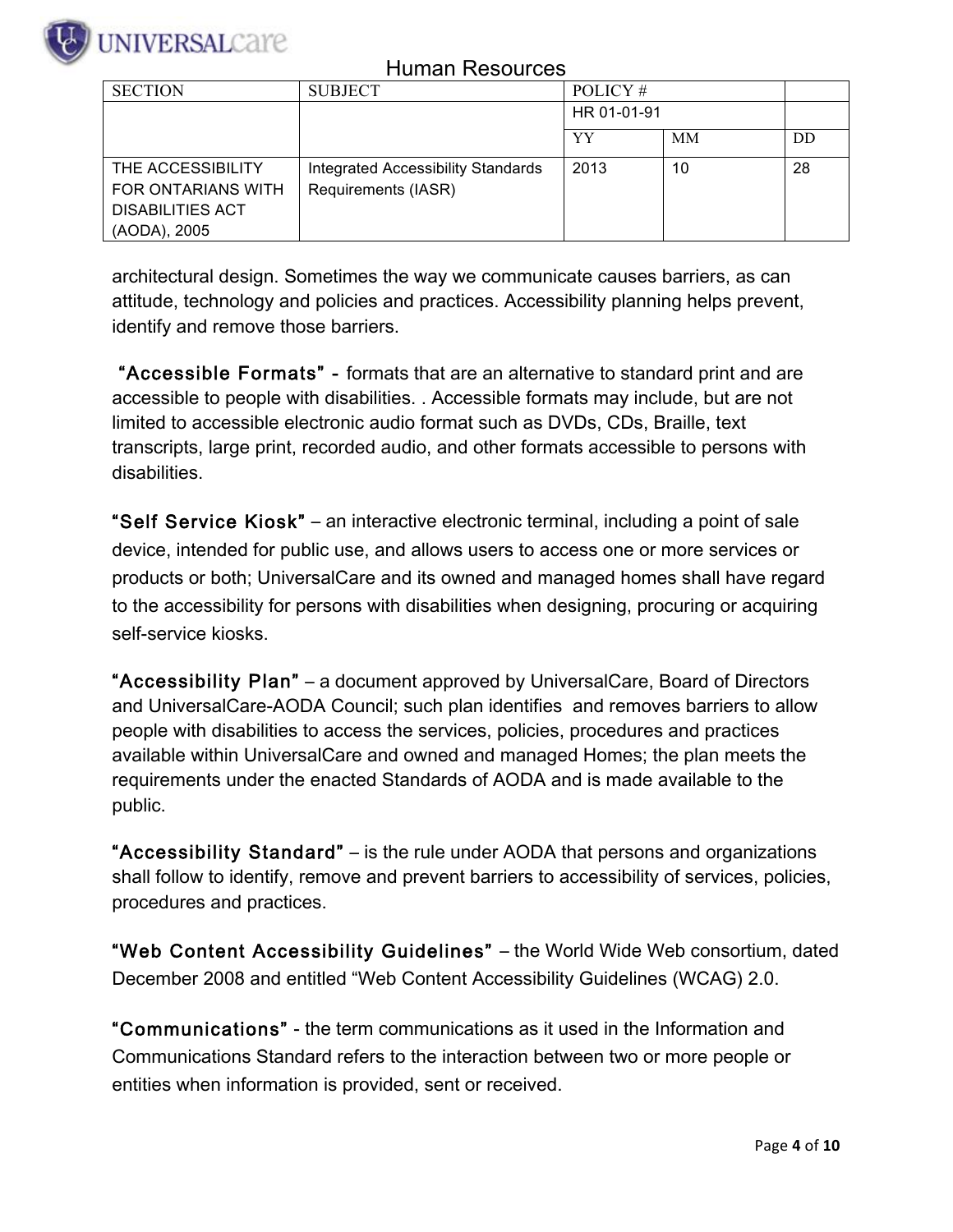| SECTION | SUBJECT | POLICY # | | |
|---|---|---|---|---|
| | | HR 01-01-91 | | |
| | | YY | MM | DD |
| THE ACCESSIBILITY FOR ONTARIANS WITH DISABILITIES ACT (AODA), 2005 | Integrated Accessibility Standards Requirements (IASR) | 2013 | 10 | 28 |

architectural design. Sometimes the way we communicate causes barriers, as can attitude, technology and policies and practices. Accessibility planning helps prevent, identify and remove those barriers.

**"Accessible Formats" -** formats that are an alternative to standard print and are accessible to people with disabilities. . Accessible formats may include, but are not limited to accessible electronic audio format such as DVDs, CDs, Braille, text transcripts, large print, recorded audio, and other formats accessible to persons with disabilities.

**"Self Service Kiosk"** – an interactive electronic terminal, including a point of sale device, intended for public use, and allows users to access one or more services or products or both; UniversalCare and its owned and managed homes shall have regard to the accessibility for persons with disabilities when designing, procuring or acquiring self-service kiosks.

**"Accessibility Plan"** – a document approved by UniversalCare, Board of Directors and UniversalCare-AODA Council; such plan identifies and removes barriers to allow people with disabilities to access the services, policies, procedures and practices available within UniversalCare and owned and managed Homes; the plan meets the requirements under the enacted Standards of AODA and is made available to the public.

**"Accessibility Standard"** – is the rule under AODA that persons and organizations shall follow to identify, remove and prevent barriers to accessibility of services, policies, procedures and practices.

**"Web Content Accessibility Guidelines"** – the World Wide Web consortium, dated December 2008 and entitled "Web Content Accessibility Guidelines (WCAG) 2.0.

**"Communications"** - the term communications as it used in the Information and Communications Standard refers to the interaction between two or more people or entities when information is provided, sent or received.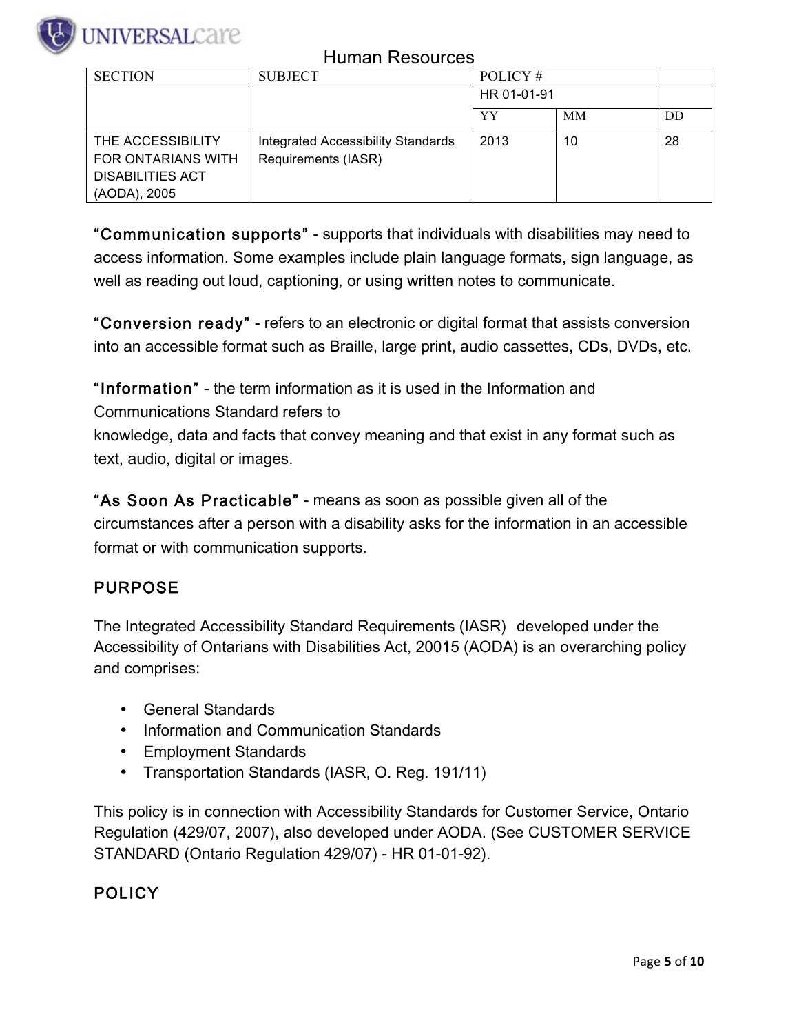# Human Resources

| SECTION | SUBJECT | POLICY # | | |
|---|---|---|---|---|
| | | HR 01-01-91 | | |
| | | YY | MM | DD |
| THE ACCESSIBILITY FOR ONTARIANS WITH DISABILITIES ACT (AODA), 2005 | Integrated Accessibility Standards Requirements (IASR) | 2013 | 10 | 28 |

**"Communication supports"** - supports that individuals with disabilities may need to access information. Some examples include plain language formats, sign language, as well as reading out loud, captioning, or using written notes to communicate.

**"Conversion ready"** - refers to an electronic or digital format that assists conversion into an accessible format such as Braille, large print, audio cassettes, CDs, DVDs, etc.

**"Information"** - the term information as it is used in the Information and Communications Standard refers to
knowledge, data and facts that convey meaning and that exist in any format such as text, audio, digital or images.

**"As Soon As Practicable"** - means as soon as possible given all of the circumstances after a person with a disability asks for the information in an accessible format or with communication supports.

## PURPOSE

The Integrated Accessibility Standard Requirements (IASR) developed under the Accessibility of Ontarians with Disabilities Act, 20015 (AODA) is an overarching policy and comprises:

- General Standards
- Information and Communication Standards
- Employment Standards
- Transportation Standards (IASR, O. Reg. 191/11)

This policy is in connection with Accessibility Standards for Customer Service, Ontario Regulation (429/07, 2007), also developed under AODA. (See CUSTOMER SERVICE STANDARD (Ontario Regulation 429/07) - HR 01-01-92).

## POLICY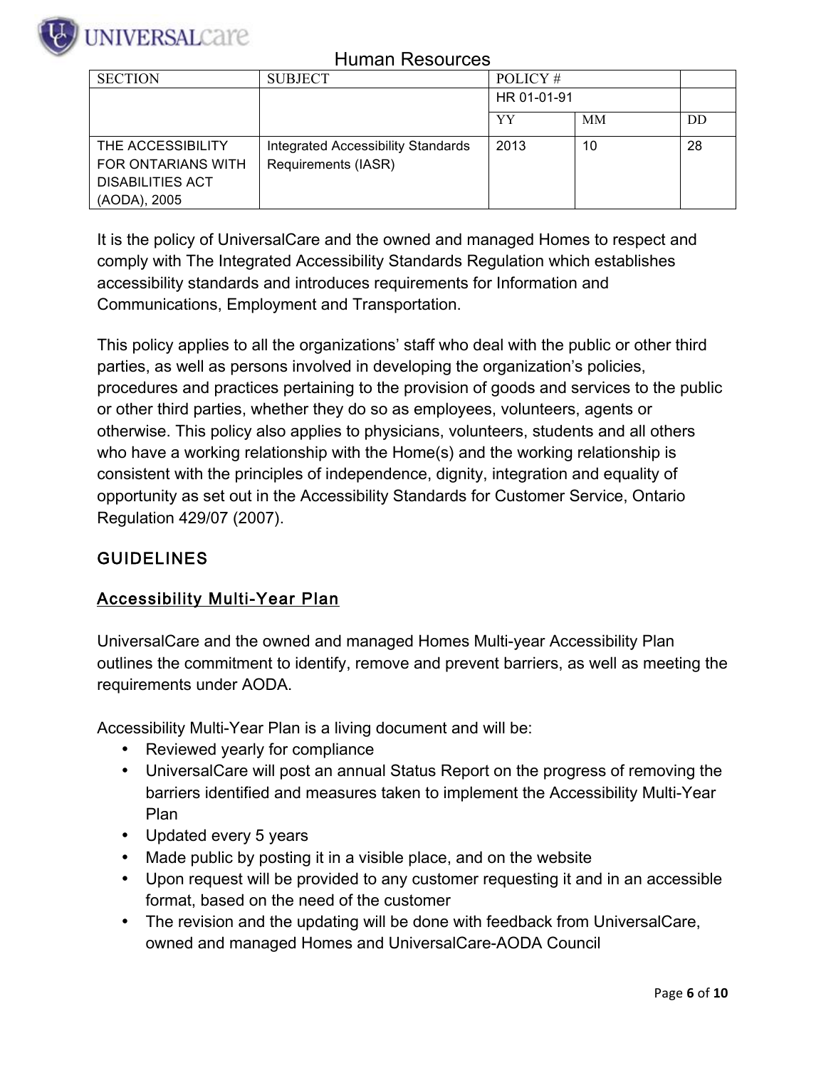# Human Resources

| SECTION | SUBJECT | POLICY # | | |
|---|---|---|---|---|
| | | HR 01-01-91 | | |
| | | YY | MM | DD |
| THE ACCESSIBILITY FOR ONTARIANS WITH DISABILITIES ACT (AODA), 2005 | Integrated Accessibility Standards Requirements (IASR) | 2013 | 10 | 28 |

It is the policy of UniversalCare and the owned and managed Homes to respect and comply with The Integrated Accessibility Standards Regulation which establishes accessibility standards and introduces requirements for Information and Communications, Employment and Transportation.

This policy applies to all the organizations' staff who deal with the public or other third parties, as well as persons involved in developing the organization's policies, procedures and practices pertaining to the provision of goods and services to the public or other third parties, whether they do so as employees, volunteers, agents or otherwise. This policy also applies to physicians, volunteers, students and all others who have a working relationship with the Home(s) and the working relationship is consistent with the principles of independence, dignity, integration and equality of opportunity as set out in the Accessibility Standards for Customer Service, Ontario Regulation 429/07 (2007).

## GUIDELINES

### Accessibility Multi-Year Plan

UniversalCare and the owned and managed Homes Multi-year Accessibility Plan outlines the commitment to identify, remove and prevent barriers, as well as meeting the requirements under AODA.

Accessibility Multi-Year Plan is a living document and will be:

- Reviewed yearly for compliance
- UniversalCare will post an annual Status Report on the progress of removing the barriers identified and measures taken to implement the Accessibility Multi-Year Plan
- Updated every 5 years
- Made public by posting it in a visible place, and on the website
- Upon request will be provided to any customer requesting it and in an accessible format, based on the need of the customer
- The revision and the updating will be done with feedback from UniversalCare, owned and managed Homes and UniversalCare-AODA Council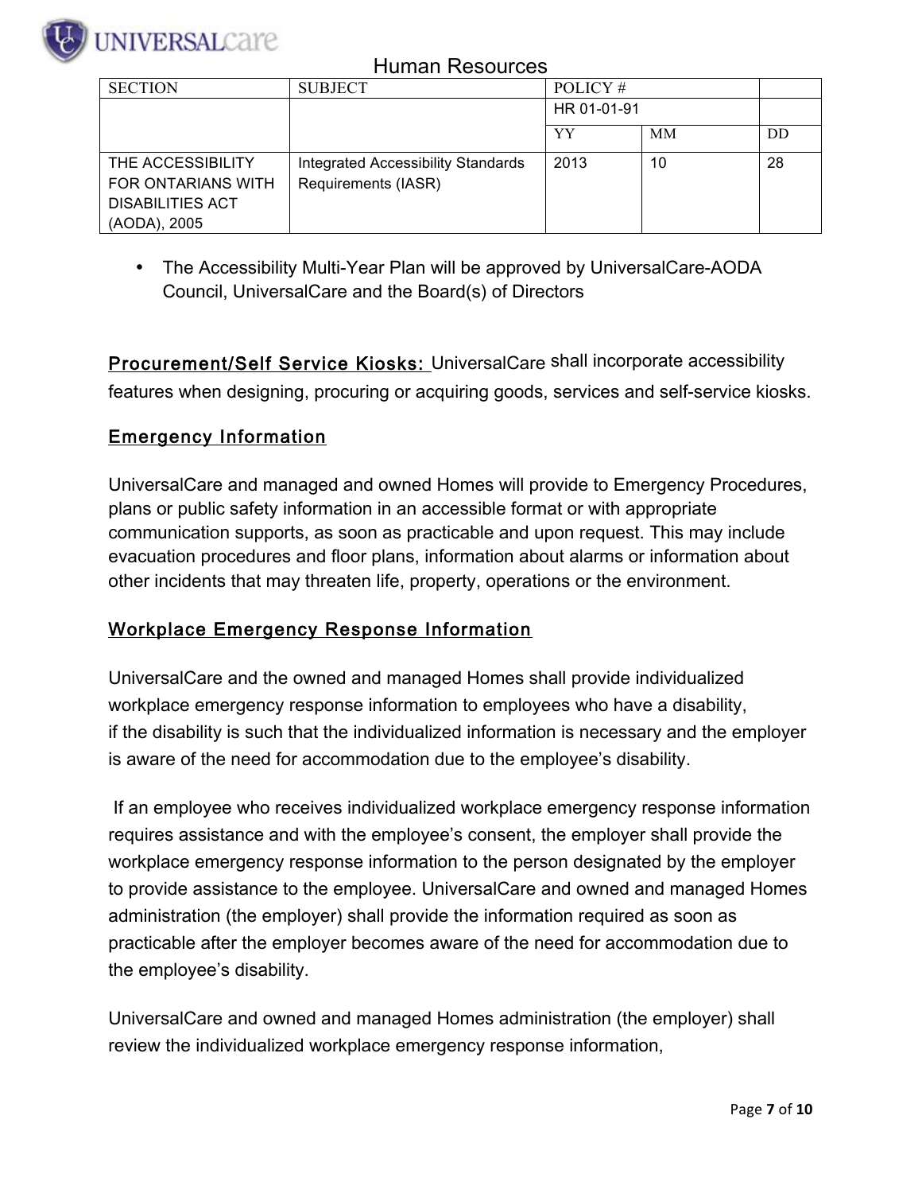Human Resources

| SECTION | SUBJECT | POLICY # | | |
|---|---|---|---|---|
| | | HR 01-01-91 | | |
| | | YY | MM | DD |
| THE ACCESSIBILITY FOR ONTARIANS WITH DISABILITIES ACT (AODA), 2005 | Integrated Accessibility Standards Requirements (IASR) | 2013 | 10 | 28 |

- The Accessibility Multi-Year Plan will be approved by UniversalCare-AODA Council, UniversalCare and the Board(s) of Directors

**Procurement/Self Service Kiosks:** UniversalCare shall incorporate accessibility features when designing, procuring or acquiring goods, services and self-service kiosks.

## Emergency Information

UniversalCare and managed and owned Homes will provide to Emergency Procedures, plans or public safety information in an accessible format or with appropriate communication supports, as soon as practicable and upon request. This may include evacuation procedures and floor plans, information about alarms or information about other incidents that may threaten life, property, operations or the environment.

## Workplace Emergency Response Information

UniversalCare and the owned and managed Homes shall provide individualized workplace emergency response information to employees who have a disability, if the disability is such that the individualized information is necessary and the employer is aware of the need for accommodation due to the employee's disability.

If an employee who receives individualized workplace emergency response information requires assistance and with the employee's consent, the employer shall provide the workplace emergency response information to the person designated by the employer to provide assistance to the employee. UniversalCare and owned and managed Homes administration (the employer) shall provide the information required as soon as practicable after the employer becomes aware of the need for accommodation due to the employee's disability.

UniversalCare and owned and managed Homes administration (the employer) shall review the individualized workplace emergency response information,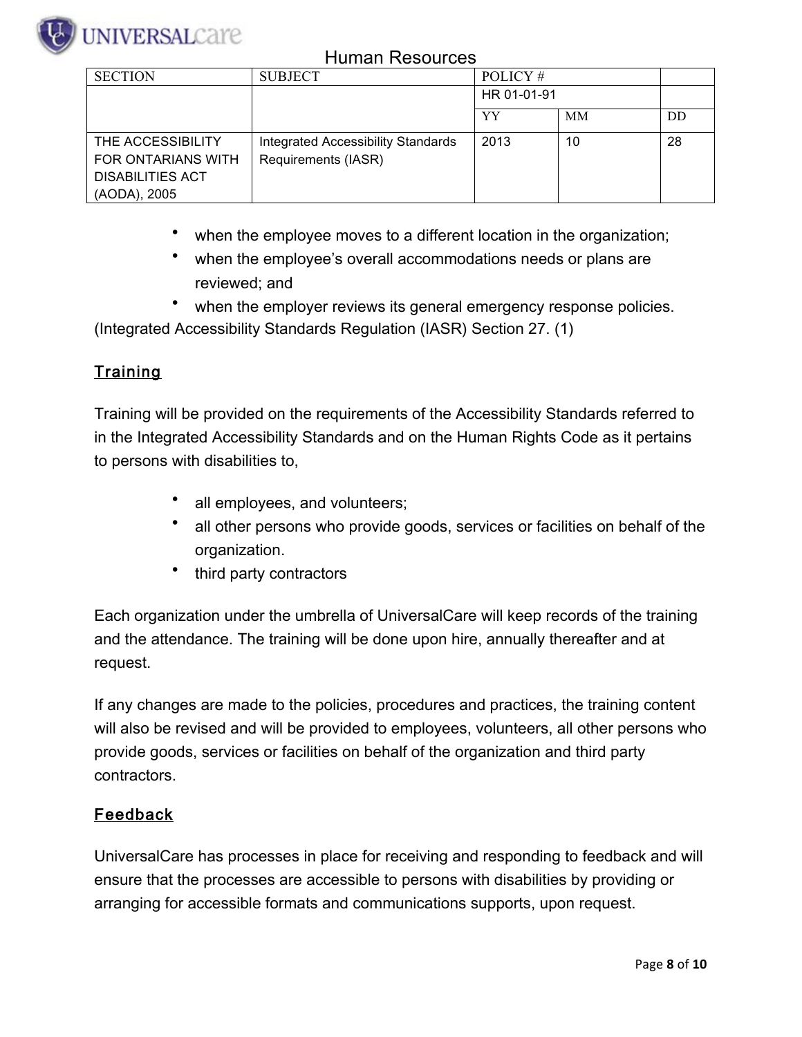- when the employee moves to a different location in the organization;
- when the employee's overall accommodations needs or plans are reviewed; and
- when the employer reviews its general emergency response policies.

(Integrated Accessibility Standards Regulation (IASR) Section 27. (1)

## Training

Training will be provided on the requirements of the Accessibility Standards referred to in the Integrated Accessibility Standards and on the Human Rights Code as it pertains to persons with disabilities to,

- all employees, and volunteers;
- all other persons who provide goods, services or facilities on behalf of the organization.
- third party contractors

Each organization under the umbrella of UniversalCare will keep records of the training and the attendance. The training will be done upon hire, annually thereafter and at request.

If any changes are made to the policies, procedures and practices, the training content will also be revised and will be provided to employees, volunteers, all other persons who provide goods, services or facilities on behalf of the organization and third party contractors.

## Feedback

UniversalCare has processes in place for receiving and responding to feedback and will ensure that the processes are accessible to persons with disabilities by providing or arranging for accessible formats and communications supports, upon request.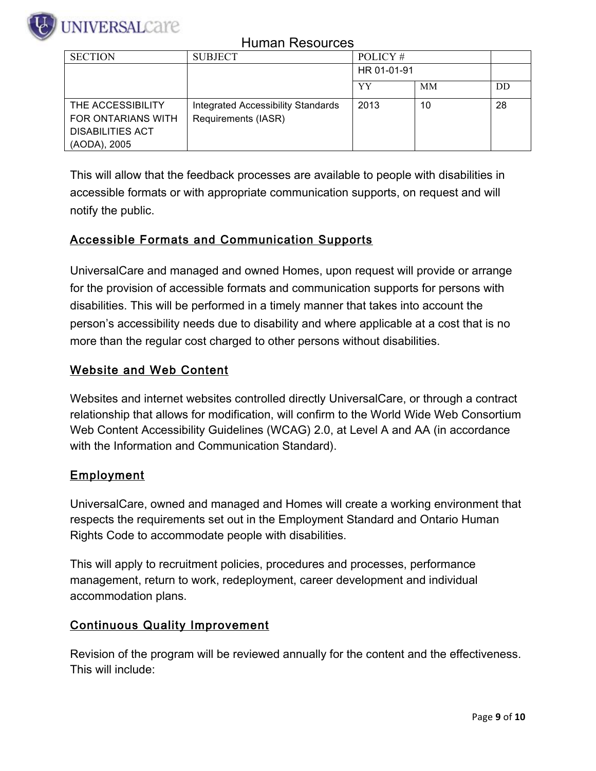| SECTION | SUBJECT | POLICY # | | |
|---|---|---|---|---|
| | | HR 01-01-91 | | |
| | | YY | MM | DD |
| THE ACCESSIBILITY FOR ONTARIANS WITH DISABILITIES ACT (AODA), 2005 | Integrated Accessibility Standards Requirements (IASR) | 2013 | 10 | 28 |

This will allow that the feedback processes are available to people with disabilities in accessible formats or with appropriate communication supports, on request and will notify the public.

## Accessible Formats and Communication Supports

UniversalCare and managed and owned Homes, upon request will provide or arrange for the provision of accessible formats and communication supports for persons with disabilities. This will be performed in a timely manner that takes into account the person's accessibility needs due to disability and where applicable at a cost that is no more than the regular cost charged to other persons without disabilities.

## Website and Web Content

Websites and internet websites controlled directly UniversalCare, or through a contract relationship that allows for modification, will confirm to the World Wide Web Consortium Web Content Accessibility Guidelines (WCAG) 2.0, at Level A and AA (in accordance with the Information and Communication Standard).

## Employment

UniversalCare, owned and managed and Homes will create a working environment that respects the requirements set out in the Employment Standard and Ontario Human Rights Code to accommodate people with disabilities.

This will apply to recruitment policies, procedures and processes, performance management, return to work, redeployment, career development and individual accommodation plans.

## Continuous Quality Improvement

Revision of the program will be reviewed annually for the content and the effectiveness. This will include: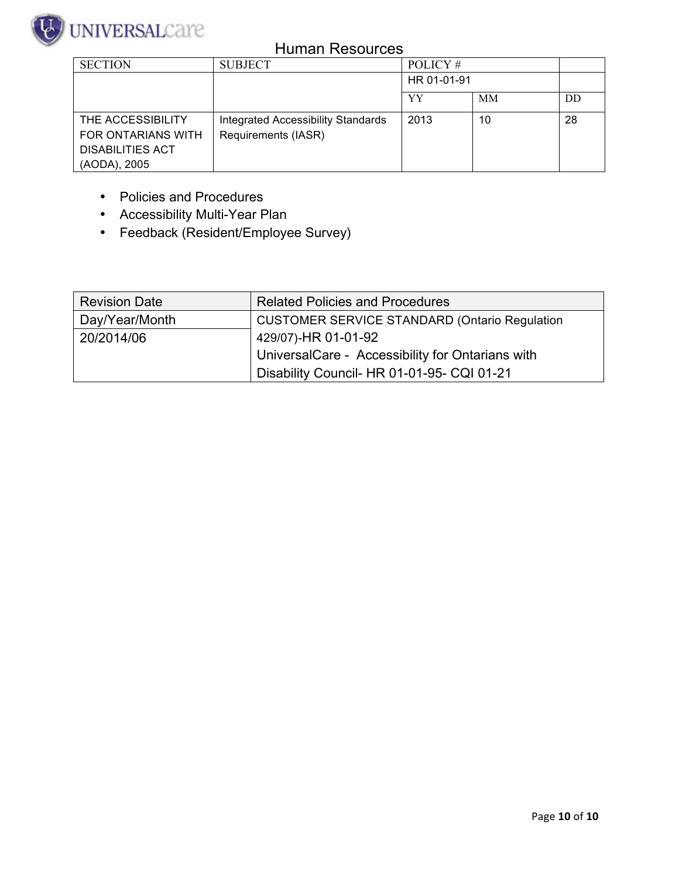| SECTION | SUBJECT | POLICY # | | |
|---|---|---|---|---|
| | | HR 01-01-91 | | |
| | | YY | MM | DD |
| THE ACCESSIBILITY FOR ONTARIANS WITH DISABILITIES ACT (AODA), 2005 | Integrated Accessibility Standards Requirements (IASR) | 2013 | 10 | 28 |

- Policies and Procedures
- Accessibility Multi-Year Plan
- Feedback (Resident/Employee Survey)

| Revision Date | Related Policies and Procedures |
|---|---|
| Day/Year/Month | CUSTOMER SERVICE STANDARD (Ontario Regulation 429/07)-HR 01-01-92 UniversalCare - Accessibility for Ontarians with Disability Council- HR 01-01-95- CQI 01-21 |
| 20/2014/06 | |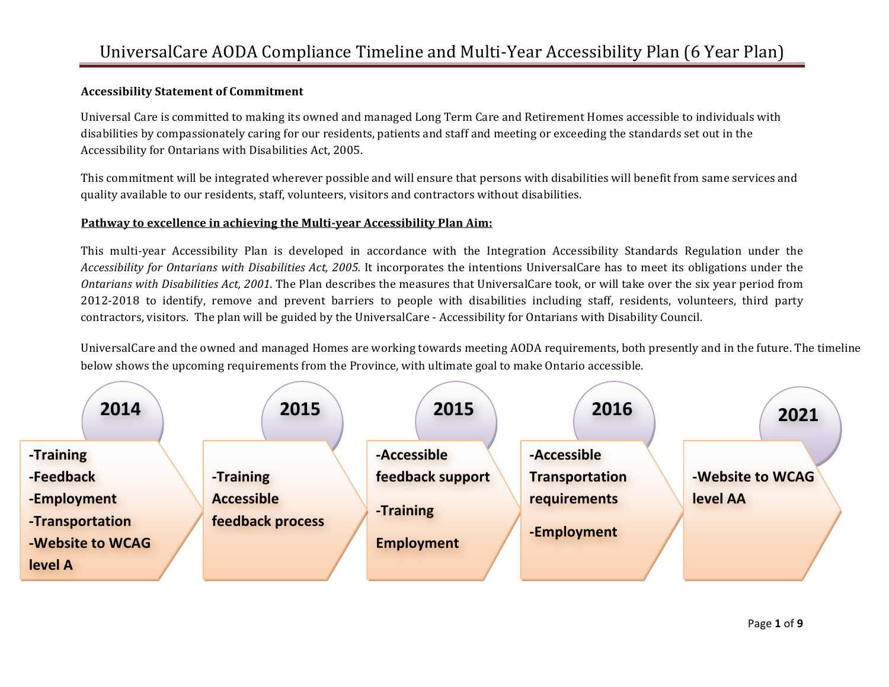# UniversalCare AODA Compliance Timeline and Multi-Year Accessibility Plan (6 Year Plan)

**Accessibility Statement of Commitment**

Universal Care is committed to making its owned and managed Long Term Care and Retirement Homes accessible to individuals with disabilities by compassionately caring for our residents, patients and staff and meeting or exceeding the standards set out in the Accessibility for Ontarians with Disabilities Act, 2005.

This commitment will be integrated wherever possible and will ensure that persons with disabilities will benefit from same services and quality available to our residents, staff, volunteers, visitors and contractors without disabilities.

**Pathway to excellence in achieving the Multi-year Accessibility Plan Aim:**

This multi-year Accessibility Plan is developed in accordance with the Integration Accessibility Standards Regulation under the *Accessibility for Ontarians with Disabilities Act, 2005.* It incorporates the intentions UniversalCare has to meet its obligations under the *Ontarians with Disabilities Act, 2001*. The Plan describes the measures that UniversalCare took, or will take over the six year period from 2012-2018 to identify, remove and prevent barriers to people with disabilities including staff, residents, volunteers, third party contractors, visitors. The plan will be guided by the UniversalCare - Accessibility for Ontarians with Disability Council.

UniversalCare and the owned and managed Homes are working towards meeting AODA requirements, both presently and in the future. The timeline below shows the upcoming requirements from the Province, with ultimate goal to make Ontario accessible.

**2014**
- -Training
- -Feedback
- -Employment
- -Transportation
- -Website to WCAG level A

**2015**
- -Training Accessible feedback process

**2015**
- -Accessible feedback support
- -Training Employment

**2016**
- -Accessible Transportation requirements
- -Employment

**2021**
- -Website to WCAG level AA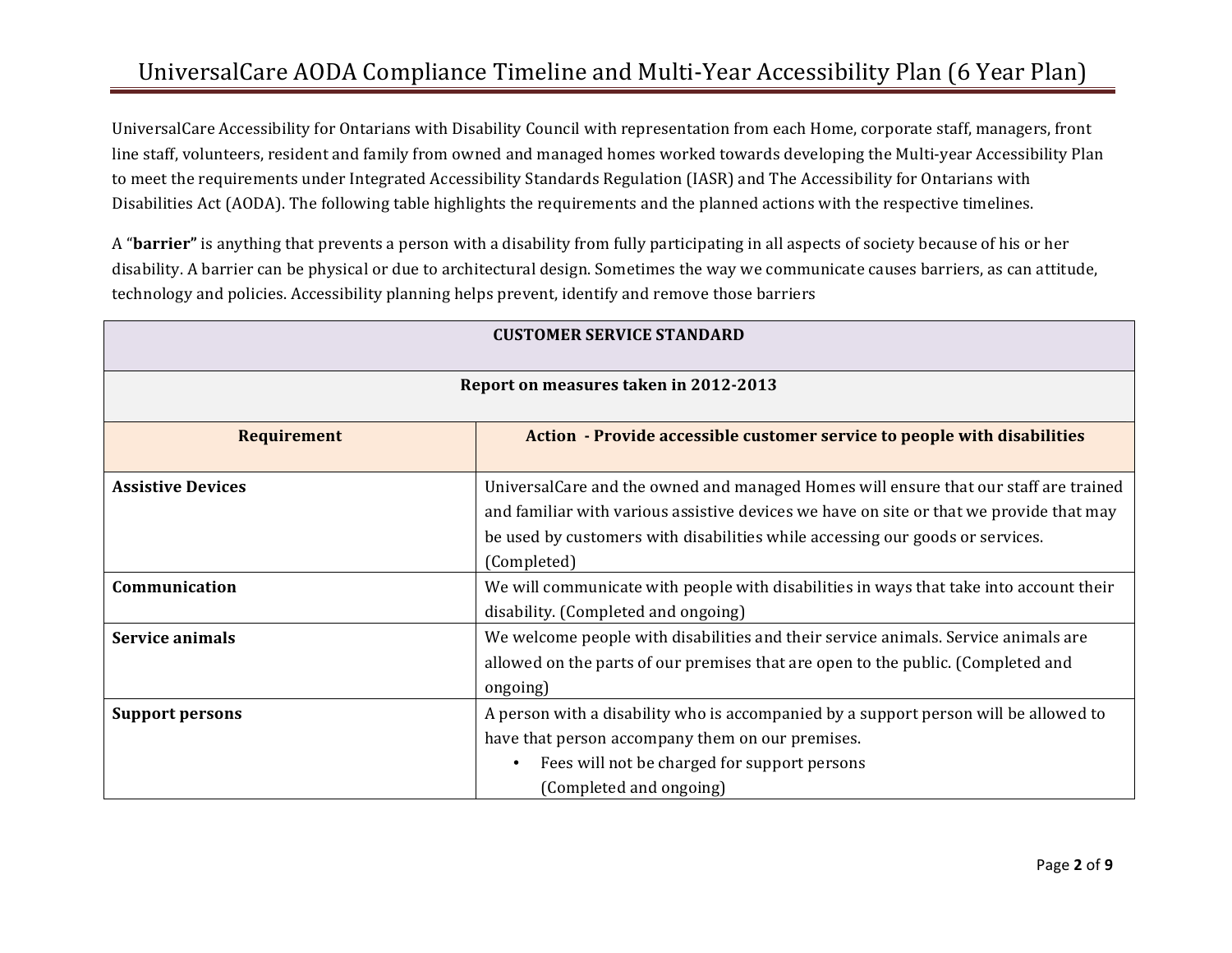# UniversalCare AODA Compliance Timeline and Multi-Year Accessibility Plan (6 Year Plan)

UniversalCare Accessibility for Ontarians with Disability Council with representation from each Home, corporate staff, managers, front line staff, volunteers, resident and family from owned and managed homes worked towards developing the Multi-year Accessibility Plan to meet the requirements under Integrated Accessibility Standards Regulation (IASR) and The Accessibility for Ontarians with Disabilities Act (AODA). The following table highlights the requirements and the planned actions with the respective timelines.

A "**barrier"** is anything that prevents a person with a disability from fully participating in all aspects of society because of his or her disability. A barrier can be physical or due to architectural design. Sometimes the way we communicate causes barriers, as can attitude, technology and policies. Accessibility planning helps prevent, identify and remove those barriers

| **CUSTOMER SERVICE STANDARD** | |
|---|---|
| **Report on measures taken in 2012-2013** | |
| **Requirement** | **Action - Provide accessible customer service to people with disabilities** |
| **Assistive Devices** | UniversalCare and the owned and managed Homes will ensure that our staff are trained and familiar with various assistive devices we have on site or that we provide that may be used by customers with disabilities while accessing our goods or services. (Completed) |
| **Communication** | We will communicate with people with disabilities in ways that take into account their disability. (Completed and ongoing) |
| **Service animals** | We welcome people with disabilities and their service animals. Service animals are allowed on the parts of our premises that are open to the public. (Completed and ongoing) |
| **Support persons** | A person with a disability who is accompanied by a support person will be allowed to have that person accompany them on our premises.<br>• Fees will not be charged for support persons (Completed and ongoing) |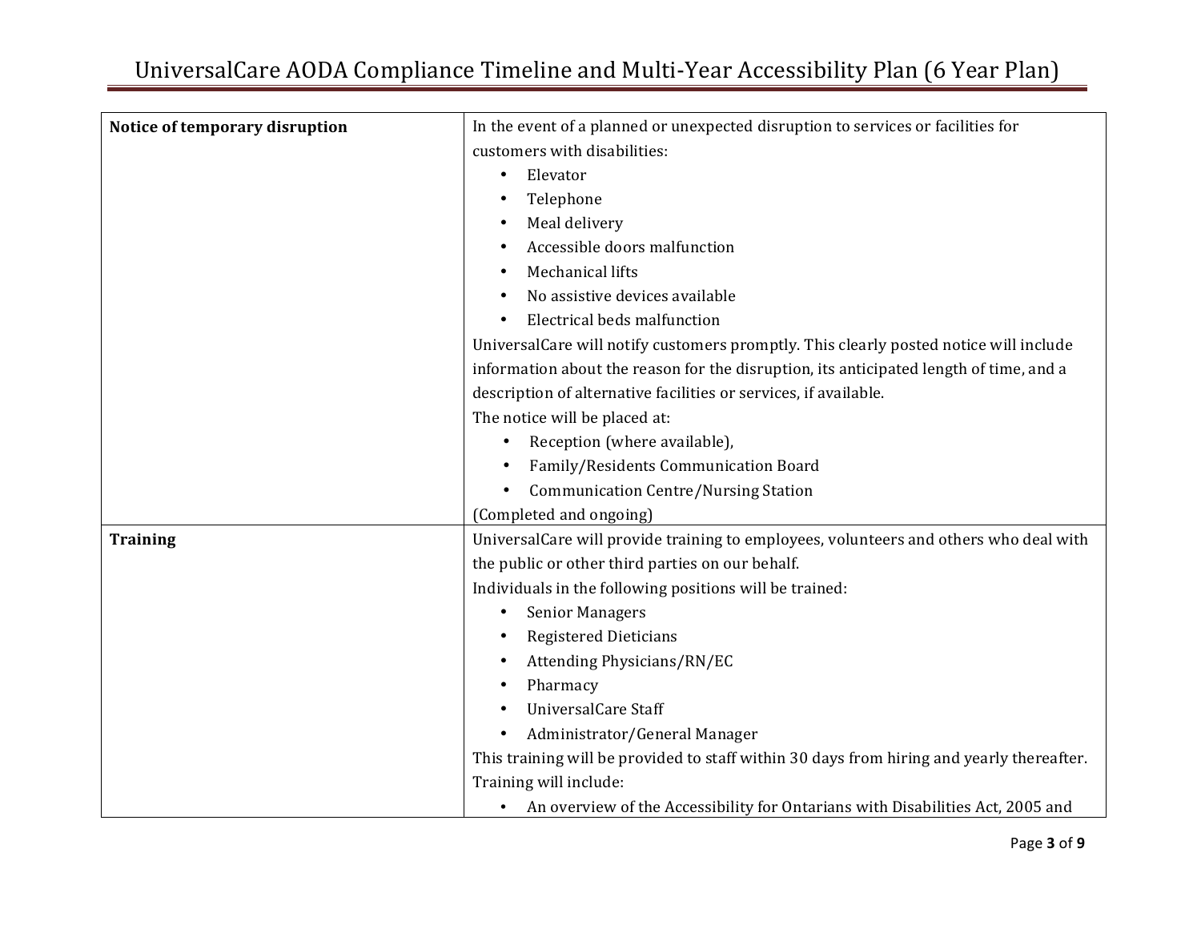| **Notice of temporary disruption** | In the event of a planned or unexpected disruption to services or facilities for customers with disabilities:<br>• Elevator<br>• Telephone<br>• Meal delivery<br>• Accessible doors malfunction<br>• Mechanical lifts<br>• No assistive devices available<br>• Electrical beds malfunction<br>UniversalCare will notify customers promptly. This clearly posted notice will include information about the reason for the disruption, its anticipated length of time, and a description of alternative facilities or services, if available.<br>The notice will be placed at:<br>• Reception (where available),<br>• Family/Residents Communication Board<br>• Communication Centre/Nursing Station<br>(Completed and ongoing) |
|---|---|
| **Training** | UniversalCare will provide training to employees, volunteers and others who deal with the public or other third parties on our behalf.<br>Individuals in the following positions will be trained:<br>• Senior Managers<br>• Registered Dieticians<br>• Attending Physicians/RN/EC<br>• Pharmacy<br>• UniversalCare Staff<br>• Administrator/General Manager<br>This training will be provided to staff within 30 days from hiring and yearly thereafter.<br>Training will include:<br>• An overview of the Accessibility for Ontarians with Disabilities Act, 2005 and |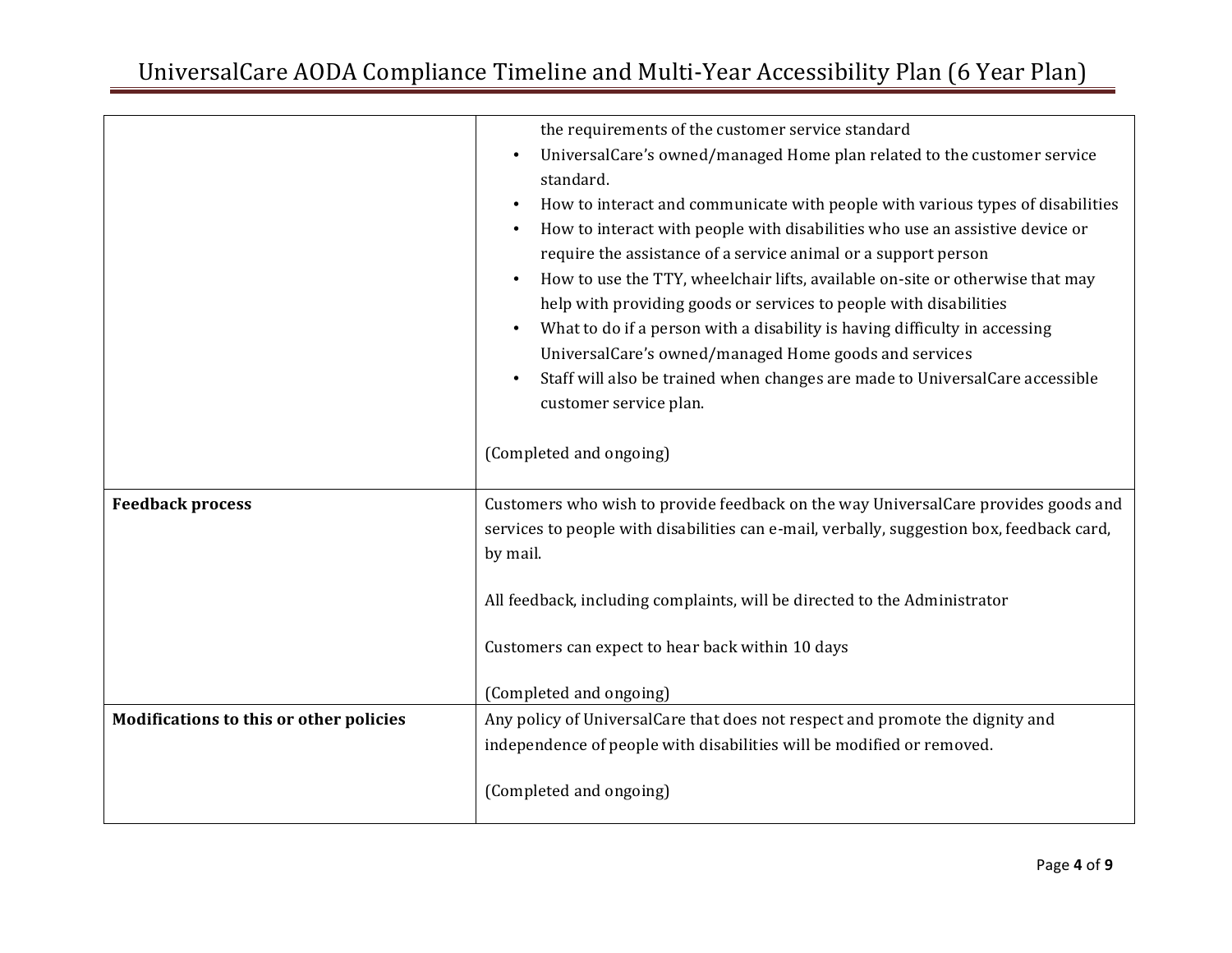|  |  |
| --- | --- |
|  | the requirements of the customer service standard<br>• UniversalCare's owned/managed Home plan related to the customer service standard.<br>• How to interact and communicate with people with various types of disabilities<br>• How to interact with people with disabilities who use an assistive device or require the assistance of a service animal or a support person<br>• How to use the TTY, wheelchair lifts, available on-site or otherwise that may help with providing goods or services to people with disabilities<br>• What to do if a person with a disability is having difficulty in accessing UniversalCare's owned/managed Home goods and services<br>• Staff will also be trained when changes are made to UniversalCare accessible customer service plan.<br><br>(Completed and ongoing) |
| **Feedback process** | Customers who wish to provide feedback on the way UniversalCare provides goods and services to people with disabilities can e-mail, verbally, suggestion box, feedback card, by mail.<br><br>All feedback, including complaints, will be directed to the Administrator<br><br>Customers can expect to hear back within 10 days<br><br>(Completed and ongoing) |
| **Modifications to this or other policies** | Any policy of UniversalCare that does not respect and promote the dignity and independence of people with disabilities will be modified or removed.<br><br>(Completed and ongoing) |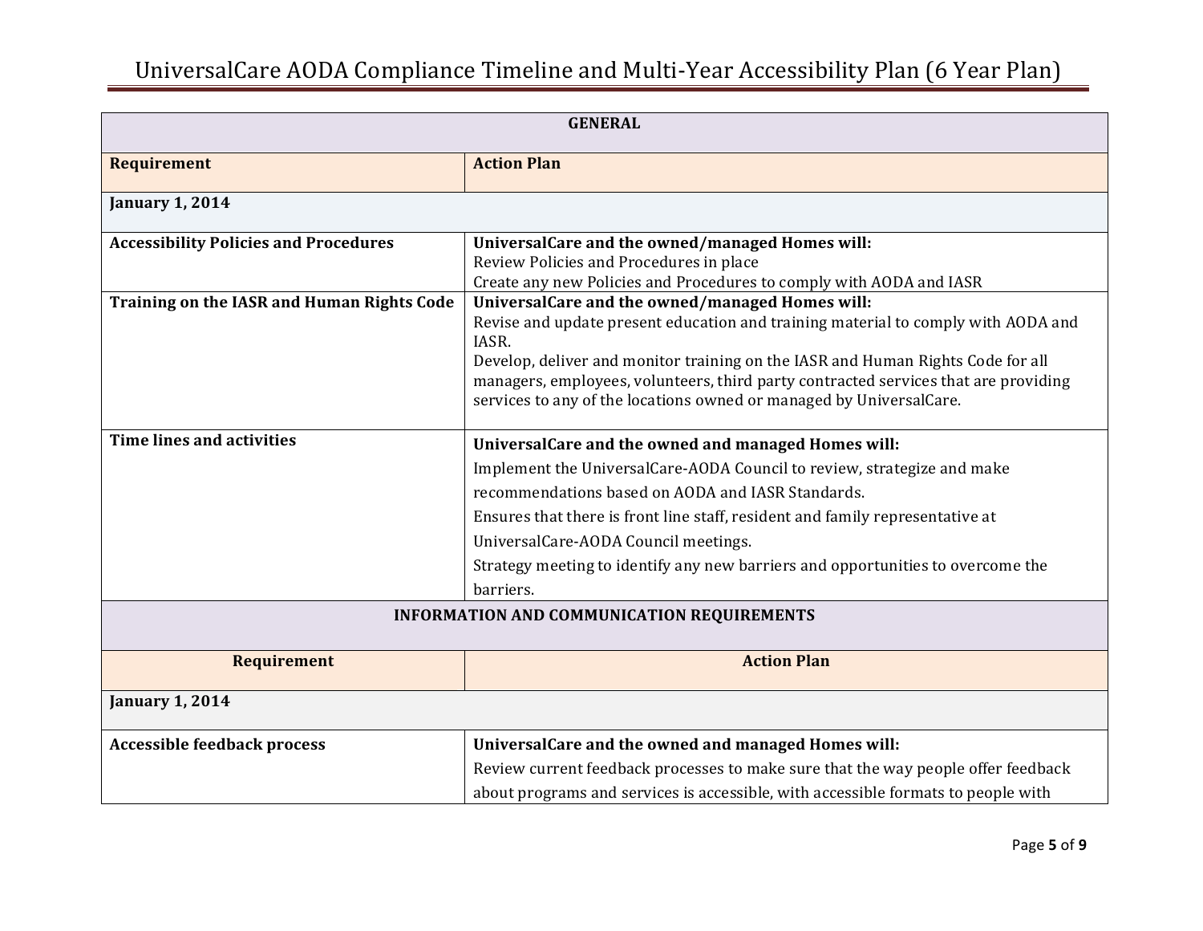| GENERAL | |
|---|---|
| **Requirement** | **Action Plan** |
| **January 1, 2014** | |
| **Accessibility Policies and Procedures** | **UniversalCare and the owned/managed Homes will:**<br>Review Policies and Procedures in place<br>Create any new Policies and Procedures to comply with AODA and IASR |
| **Training on the IASR and Human Rights Code** | **UniversalCare and the owned/managed Homes will:**<br>Revise and update present education and training material to comply with AODA and IASR.<br>Develop, deliver and monitor training on the IASR and Human Rights Code for all managers, employees, volunteers, third party contracted services that are providing services to any of the locations owned or managed by UniversalCare. |
| **Time lines and activities** | **UniversalCare and the owned and managed Homes will:**<br>Implement the UniversalCare-AODA Council to review, strategize and make recommendations based on AODA and IASR Standards.<br>Ensures that there is front line staff, resident and family representative at UniversalCare-AODA Council meetings.<br>Strategy meeting to identify any new barriers and opportunities to overcome the barriers. |

| INFORMATION AND COMMUNICATION REQUIREMENTS | |
|---|---|
| **Requirement** | **Action Plan** |
| **January 1, 2014** | |
| **Accessible feedback process** | **UniversalCare and the owned and managed Homes will:**<br>Review current feedback processes to make sure that the way people offer feedback about programs and services is accessible, with accessible formats to people with |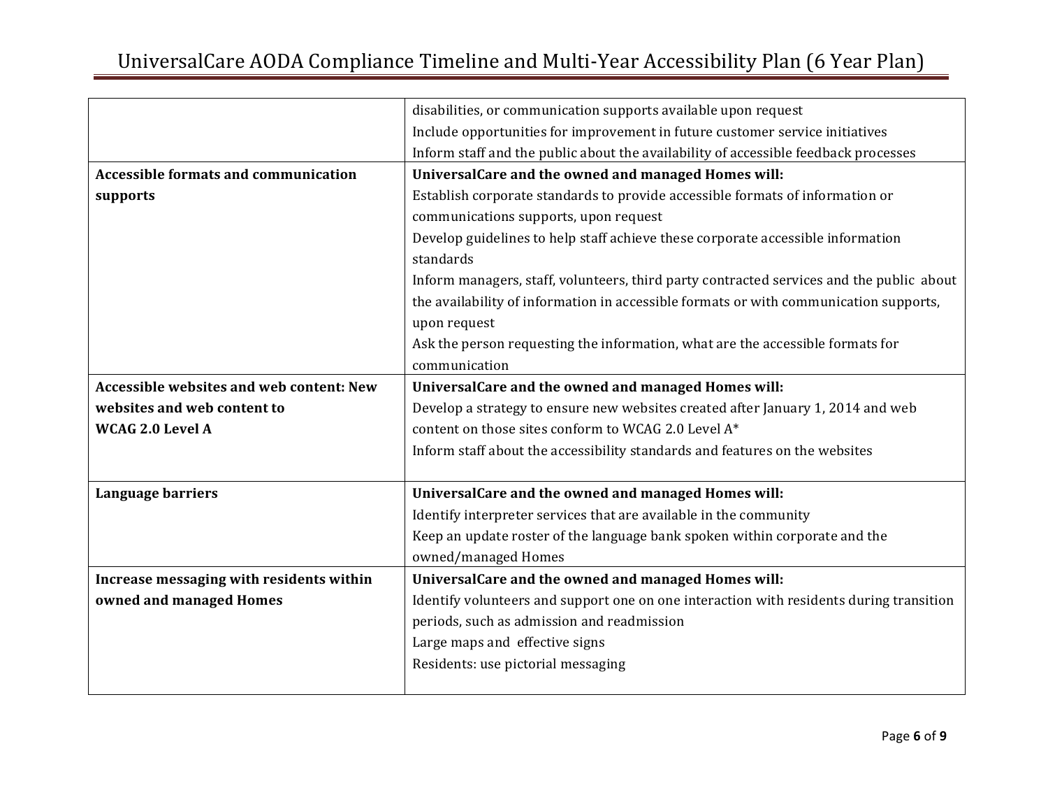| | |
|---|---|
| | disabilities, or communication supports available upon request<br>Include opportunities for improvement in future customer service initiatives<br>Inform staff and the public about the availability of accessible feedback processes |
| **Accessible formats and communication supports** | **UniversalCare and the owned and managed Homes will:**<br>Establish corporate standards to provide accessible formats of information or communications supports, upon request<br>Develop guidelines to help staff achieve these corporate accessible information standards<br>Inform managers, staff, volunteers, third party contracted services and the public about the availability of information in accessible formats or with communication supports, upon request<br>Ask the person requesting the information, what are the accessible formats for communication |
| **Accessible websites and web content: New websites and web content to WCAG 2.0 Level A** | **UniversalCare and the owned and managed Homes will:**<br>Develop a strategy to ensure new websites created after January 1, 2014 and web content on those sites conform to WCAG 2.0 Level A*<br>Inform staff about the accessibility standards and features on the websites |
| **Language barriers** | **UniversalCare and the owned and managed Homes will:**<br>Identify interpreter services that are available in the community<br>Keep an update roster of the language bank spoken within corporate and the owned/managed Homes |
| **Increase messaging with residents within owned and managed Homes** | **UniversalCare and the owned and managed Homes will:**<br>Identify volunteers and support one on one interaction with residents during transition periods, such as admission and readmission<br>Large maps and effective signs<br>Residents: use pictorial messaging |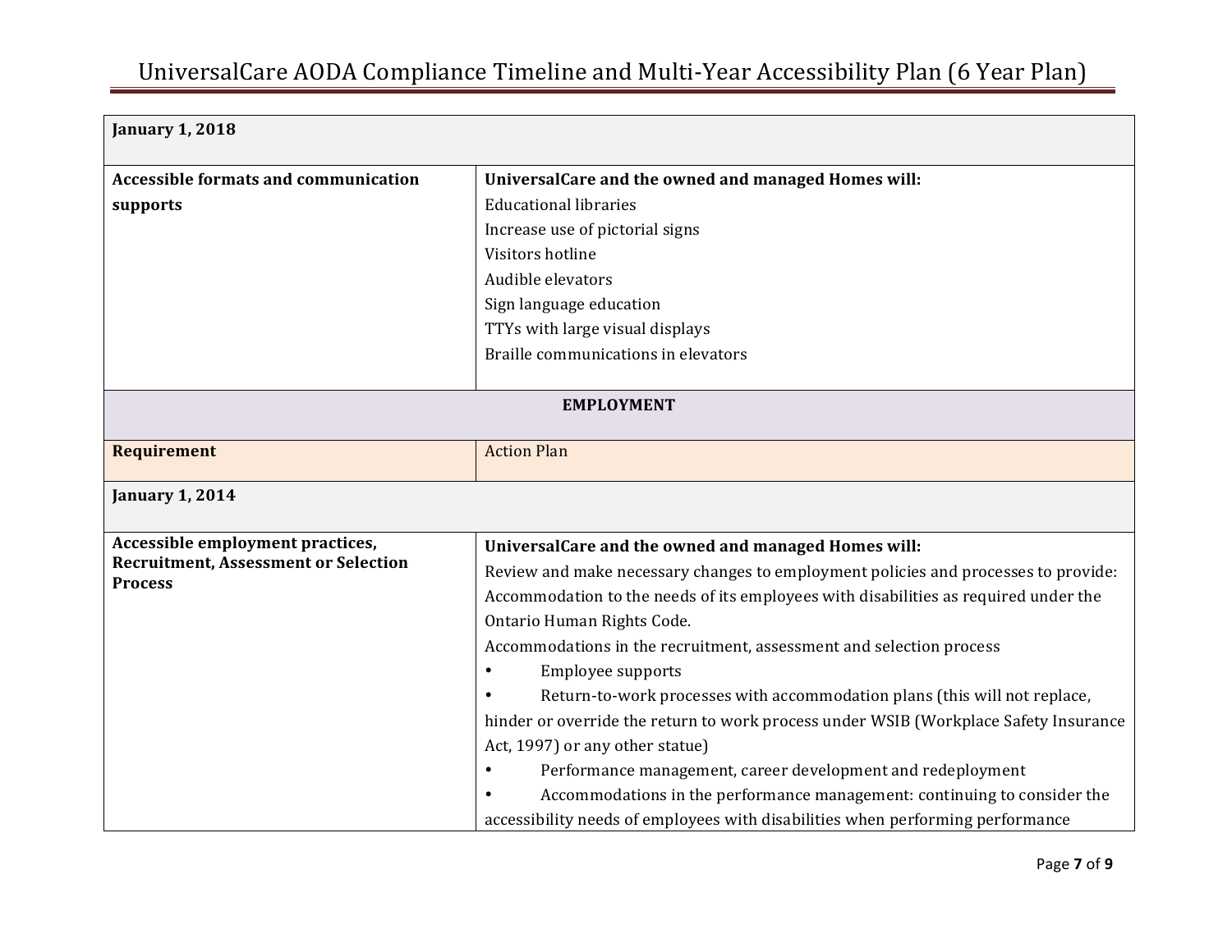| January 1, 2018 | |
|---|---|
| **Accessible formats and communication supports** | **UniversalCare and the owned and managed Homes will:**<br>Educational libraries<br>Increase use of pictorial signs<br>Visitors hotline<br>Audible elevators<br>Sign language education<br>TTYs with large visual displays<br>Braille communications in elevators |
| **EMPLOYMENT** | |
| **Requirement** | Action Plan |
| **January 1, 2014** | |
| **Accessible employment practices, Recruitment, Assessment or Selection Process** | **UniversalCare and the owned and managed Homes will:**<br>Review and make necessary changes to employment policies and processes to provide:<br>Accommodation to the needs of its employees with disabilities as required under the Ontario Human Rights Code.<br>Accommodations in the recruitment, assessment and selection process<br>• Employee supports<br>• Return-to-work processes with accommodation plans (this will not replace, hinder or override the return to work process under WSIB (Workplace Safety Insurance Act, 1997) or any other statue)<br>• Performance management, career development and redeployment<br>• Accommodations in the performance management: continuing to consider the accessibility needs of employees with disabilities when performing performance |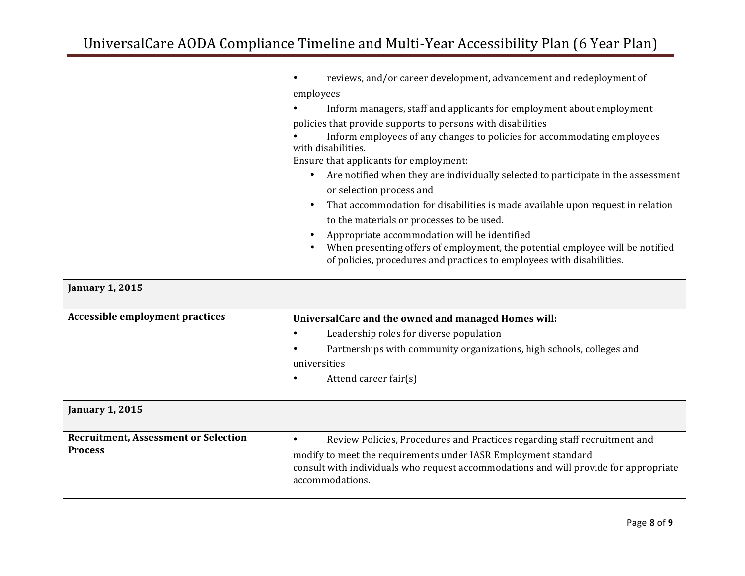| | |
|---|---|
| | • reviews, and/or career development, advancement and redeployment of employees<br>• Inform managers, staff and applicants for employment about employment policies that provide supports to persons with disabilities<br>• Inform employees of any changes to policies for accommodating employees with disabilities.<br>Ensure that applicants for employment:<br>• Are notified when they are individually selected to participate in the assessment or selection process and<br>• That accommodation for disabilities is made available upon request in relation to the materials or processes to be used.<br>• Appropriate accommodation will be identified<br>• When presenting offers of employment, the potential employee will be notified of policies, procedures and practices to employees with disabilities. |
| **January 1, 2015** | |
| **Accessible employment practices** | **UniversalCare and the owned and managed Homes will:**<br>• Leadership roles for diverse population<br>• Partnerships with community organizations, high schools, colleges and universities<br>• Attend career fair(s) |
| **January 1, 2015** | |
| **Recruitment, Assessment or Selection Process** | • Review Policies, Procedures and Practices regarding staff recruitment and modify to meet the requirements under IASR Employment standard<br>consult with individuals who request accommodations and will provide for appropriate accommodations. |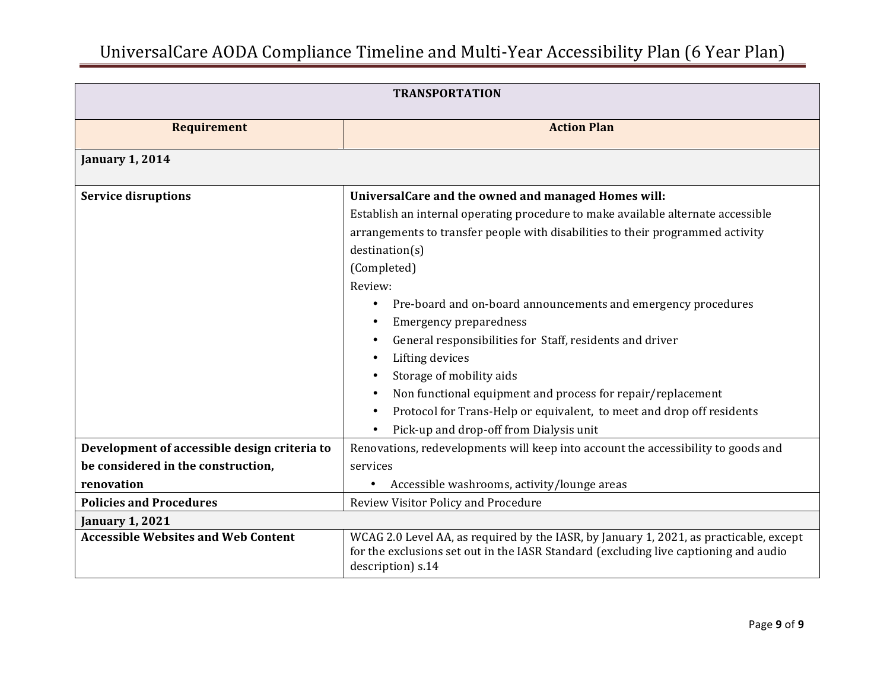| TRANSPORTATION | |
|---|---|
| **Requirement** | **Action Plan** |
| **January 1, 2014** | |
| **Service disruptions** | **UniversalCare and the owned and managed Homes will:**<br>Establish an internal operating procedure to make available alternate accessible arrangements to transfer people with disabilities to their programmed activity destination(s)<br>(Completed)<br>Review:<br>• Pre-board and on-board announcements and emergency procedures<br>• Emergency preparedness<br>• General responsibilities for Staff, residents and driver<br>• Lifting devices<br>• Storage of mobility aids<br>• Non functional equipment and process for repair/replacement<br>• Protocol for Trans-Help or equivalent, to meet and drop off residents<br>• Pick-up and drop-off from Dialysis unit |
| **Development of accessible design criteria to be considered in the construction, renovation** | Renovations, redevelopments will keep into account the accessibility to goods and services<br>• Accessible washrooms, activity/lounge areas |
| **Policies and Procedures** | Review Visitor Policy and Procedure |
| **January 1, 2021** | |
| **Accessible Websites and Web Content** | WCAG 2.0 Level AA, as required by the IASR, by January 1, 2021, as practicable, except for the exclusions set out in the IASR Standard (excluding live captioning and audio description) s.14 |